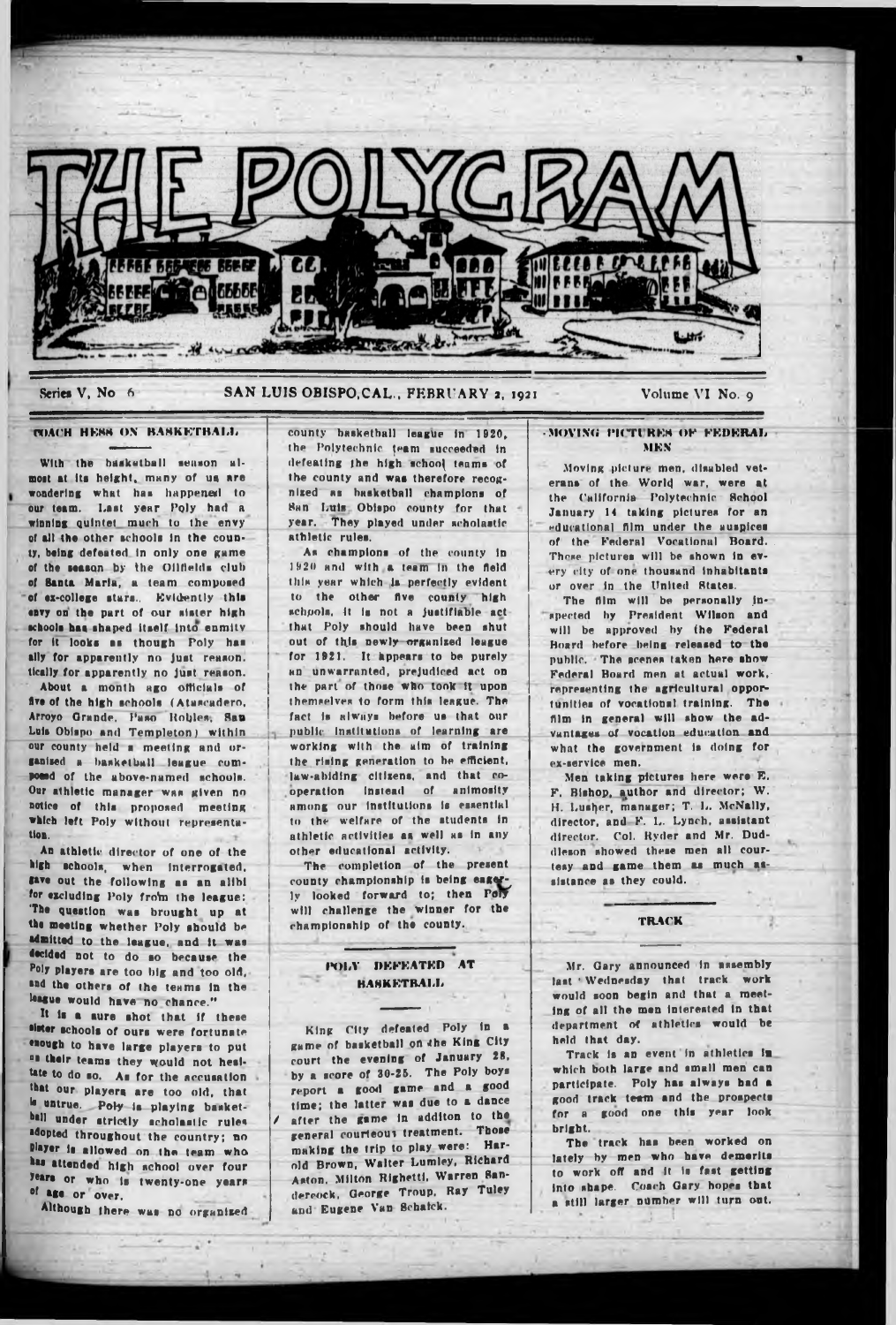# THE POLYGRAM

Series V, No 6 — SAN LUIS OBISPO, CAL., FEBRUARY 2, 1921 — Volume VI No. 9

## COACH HESS ON BASKETBALL

With the basketball season almost at its height, many of us are wondering what has happened to our team. Last year Poly had a winning quintet much to the envy of all the other schools in the county, being defeated in only one game of the season by the Oilfields club of Santa Maria, a team composed of ex-college stars. Evidently this envy on the part of our sister high schools has shaped itself into enmity for it looks as though Poly has ally for apparently no just reason. tically for apparently no just reason.

About a month ago officials of five of the high schools (Atascadero, Arroyo Grande, Paso Robles, San Luis Obispo and Templeton) within our county held a meeting and organized a basketball league composed of the above-named schools. Our athletic manager was given no notice of this proposed meeting which left Poly without representation.

An athletic director of one of the high schools, when interrogated, gave out the following as an alibi for excluding Poly from the league: "The question was brought up at the meeting whether Poly should be admitted to the league, and it was decided not to do so because the Poly players are too big and too old, and the others of the teams in the league would have no chance."

It is a sure shot that if these sister schools of ours were fortunate enough to have large players to put on their teams they would not hesitate to do so. As for the accusation that our players are too old, that is untrue. Poly is playing basketball under strictly scholastic rules adopted throughout the country; no player is allowed on the team who has attended high school over four years or who is twenty-one years of age or over.

Although there was no organized county basketball league in 1920, the Polytechnic team succeeded in defeating the high school teams of the county and was therefore recognized as basketball champions of San Luis Obispo county for that year. They played under scholastic athletic rules.

As champions of the county in 1920 and with a team in the field this year which is perfectly evident to the other five county high schools, it is not a justifiable act that Poly should have been shut out of this newly organized league for 1921. It appears to be purely an unwarranted, prejudiced act on the part of those who took it upon themselves to form this league. The fact is always before us that our public institutions of learning are working with the aim of training the rising generation to be efficient, law-abiding citizens, and that cooperation instead of animosity among our institutions is essential to the welfare of the students in athletic activities as well as in any other educational activity.

The completion of the present county championship is being eagerly looked forward to; then Poly will challenge the winner for the championship of the county.

## POLY DEFEATED AT BASKETBALL

King City defeated Poly in a game of basketball on the King City court the evening of January 28, by a score of 30-25. The Poly boys report a good game and a good time; the latter was due to a dance after the game in addition to the general courteous treatment. Those making the trip to play were: Harold Brown, Walter Lumley, Richard Aston, Milton Righetti, Warren Sandercock, George Troup, Ray Tuley and Eugene Van Schaick.

## MOVING PICTURES OF FEDERAL MEN

Moving picture men, disabled veterans of the World war, were at the California Polytechnic School January 14 taking pictures for an educational film under the auspices of the Federal Vocational Board. These pictures will be shown in every city of one thousand inhabitants or over in the United States.

The film will be personally inspected by President Wilson and will be approved by the Federal Board before being released to the public. The scenes taken here show Federal Board men at actual work, representing the agricultural opportunities of vocational training. The film in general will show the advantages of vocation education and what the government is doing for ex-service men.

Men taking pictures here were E. F. Bishop, author and director; W. H. Lusher, manager; T. L. McNally, director, and F. L. Lynch, assistant director. Col. Ryder and Mr. Duddleson showed these men all courtesy and game them as much assistance as they could.

## TRACK

Mr. Gary announced in assembly last Wednesday that track work would soon begin and that a meeting of all the men interested in that department of athletics would be held that day.

Track is an event in athletics in which both large and small men can participate. Poly has always had a good track team and the prospects for a good one this year look bright.

The track has been worked on lately by men who have demerits to work off and it is fast getting into shape. Coach Gary hopes that a still larger number will turn out.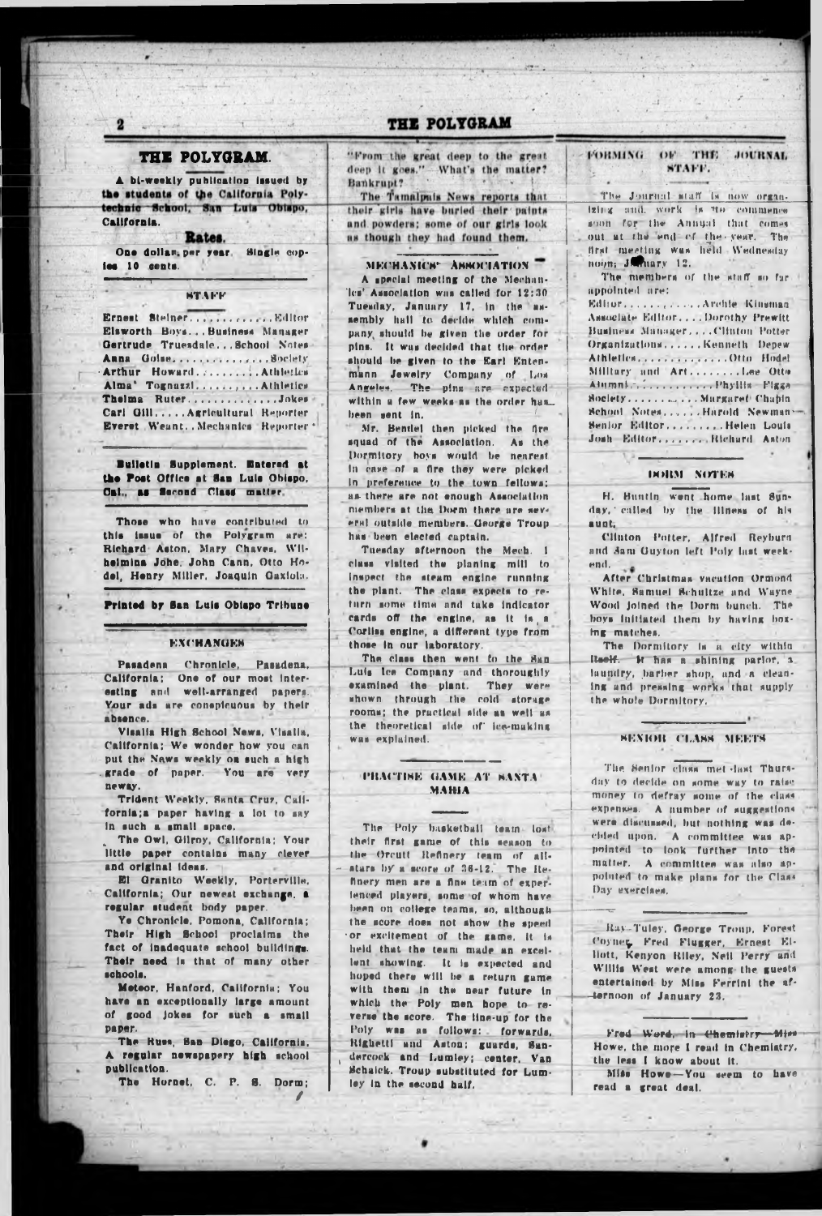# THE POLYGRAM.

A bi-weekly publication issued by the students of the California Polytechnic School, San Luis Obispo, California.

**Rates.**

One dollar per year. Single copies 10 cents.

## STAFF

Ernest Steiner..............Editor
Elsworth Boys...Business Manager
Gertrude Truesdale...School Notes
Anna Golse...............Society
Arthur Howard..........Athletics
Alma Tognazzi..........Athletics
Thelma Ruter..............Jokes
Carl Gill.....Agricultural Reporter
Everet Weant..Mechanics Reporter

**Bulletin Supplement. Entered at the Post Office at San Luis Obispo, Cal., as Second Class matter.**

Those who have contributed to this issue of the Polygram are: Richard Aston, Mary Chaves, Wilhelmina Johe, John Cann, Otto Hodel, Henry Miller, Joaquin Gaxiola.

**Printed by San Luis Obispo Tribune**

## EXCHANGES

Pasadena Chronicle, Pasadena, California; One of our most interesting and well-arranged papers. Your ads are conspicuous by their absence.

Visalia High School News, Visalia, California; We wonder how you can put the News weekly on such a high grade of paper. You are very newsy.

Trident Weekly, Santa Cruz, California; a paper having a lot to say in such a small space.

The Owl, Gilroy, California; Your little paper contains many clever and original ideas.

El Granito Weekly, Porterville, California; Our newest exchange, a regular student body paper.

Ye Chronicle, Pomona, California; Their High School proclaims the fact of inadequate school buildings. Their need is that of many other schools.

Meteor, Hanford, California; You have an exceptionally large amount of good jokes for such a small paper.

The Russ, San Diego, California. A regular newspapery high school publication.

The Hornet, C. P. S. Dorm; "From the great deep to the great deep it goes." What's the matter? Bankrupt?

The Tamalpais News reports that their girls have buried their paints and powders; some of our girls look as though they had found them.

## MECHANICS' ASSOCIATION

A special meeting of the Mechanics' Association was called for 12:30 Tuesday, January 17, in the assembly hall to decide which company should be given the order for pins. It was decided that the order should be given to the Earl Entenmann Jewelry Company of Los Angeles. The pins are expected within a few weeks as the order has been sent in.

Mr. Bendel then picked the fire squad of the Association. As the Dormitory boys would be nearest in case of a fire they were picked in preference to the town fellows; as there are not enough Association members at the Dorm there are several outside members. George Troup has been elected captain.

Tuesday afternoon the Mech. I class visited the planing mill to inspect the steam engine running the plant. The class expects to return some time and take indicator cards off the engine, as it is a Corliss engine, a different type from those in our laboratory.

The class then went to the San Luis Ice Company and thoroughly examined the plant. They were shown through the cold storage rooms; the practical side as well as the theoretical side of ice-making was explained.

## PRACTISE GAME AT SANTA MARIA

The Poly basketball team lost their first game of this season to the Orcutt Refinery team of all-stars by a score of 36-12. The Refinery men are a fine team of experienced players, some of whom have been on college teams, so, although the score does not show the speed or excitement of the game, it is held that the team made an excellent showing. It is expected and hoped there will be a return game with them in the near future in which the Poly men hope to reverse the score. The line-up for the Poly was as follows: forwards, Righetti and Aston; guards, Sandercock and Lumley; center, Van Schaick. Troup substituted for Lumley in the second half.

## FORMING OF THE JOURNAL STAFF.

The Journal staff is now organizing and work is to commence soon for the Annual that comes out at the end of the year. The first meeting was held Wednesday noon, January 12.

The members of the staff so far appointed are:

Editor..............Archie Kinsman
Associate Editor....Dorothy Prewitt
Business Manager....Clinton Potter
Organizations......Kenneth Depew
Athletics..............Otto Hodel
Military and Art........Lee Otto
Alumni............Phyllis Figge
Society...........Margaret Chapin
School Notes......Harold Newman
Senior Editor..........Helen Louis
Josh Editor........Richard Aston

## DORM NOTES

H. Buntin went home last Sunday, called by the illness of his aunt.

Clinton Potter, Alfred Reyburn and Sam Guyton left Poly last week-end.

After Christmas vacation Ormond White, Samuel Schultze and Wayne Wood joined the Dorm bunch. The boys initiated them by having boxing matches.

The Dormitory is a city within itself. It has a shining parlor, a laundry, barber shop, and a cleaning and pressing works that supply the whole Dormitory.

## SENIOR CLASS MEETS

The Senior class met last Thursday to decide on some way to raise money to defray some of the class expenses. A number of suggestions were discussed, but nothing was decided upon. A committee was appointed to look further into the matter. A committee was also appointed to make plans for the Class Day exercises.

Ray Tuley, George Troup, Forest Coyner, Fred Flugger, Ernest Elliott, Kenyon Riley, Neil Perry and Willis West were among the guests entertained by Miss Ferrini the afternoon of January 23.

Fred Word, in Chemistry—Miss Howe, the more I read in Chemistry, the less I know about it.

Miss Howe—You seem to have read a great deal.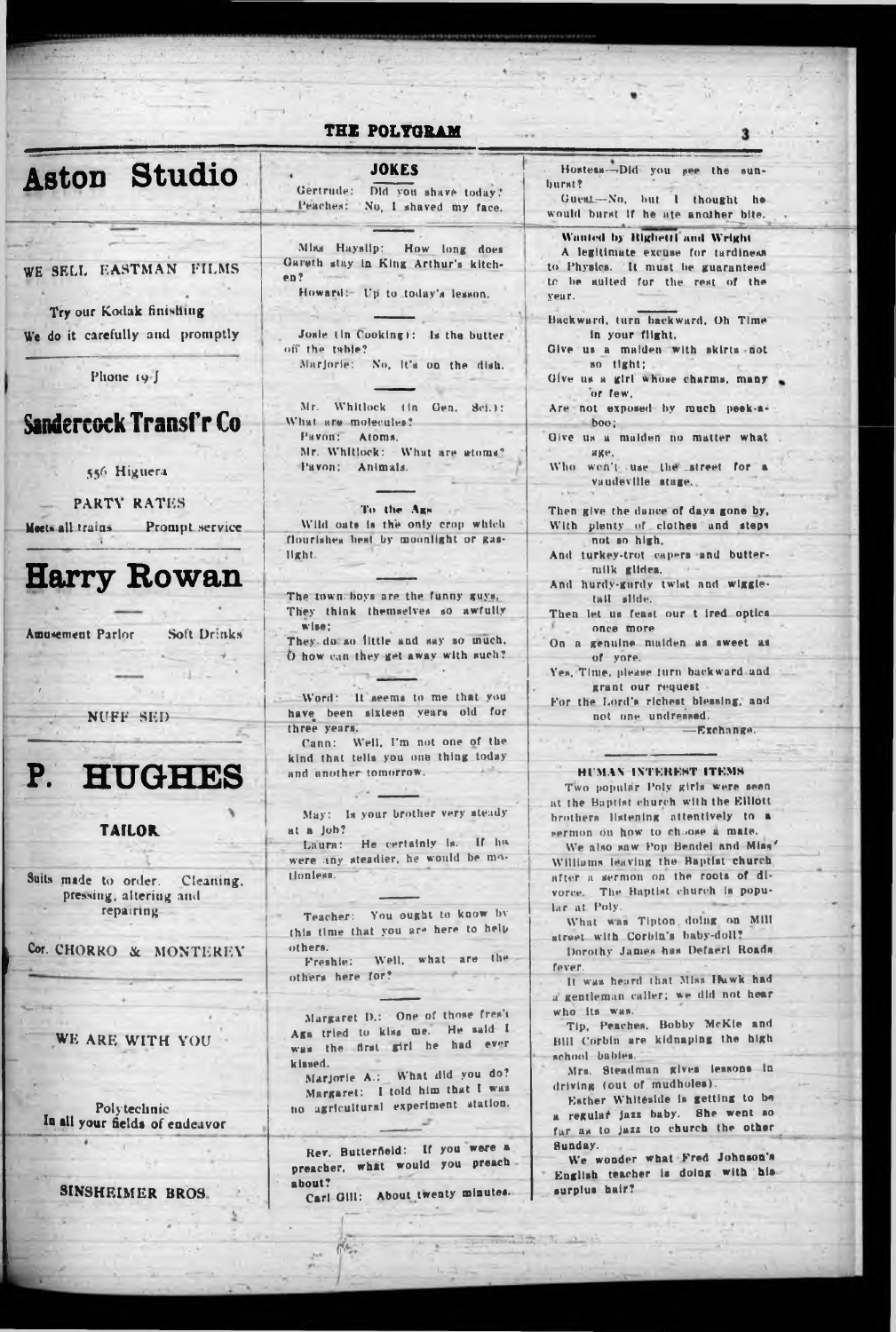# Aston Studio

WE SELL EASTMAN FILMS

Try our Kodak finishing
We do it carefully and promptly

Phone 19-J

# Sandercock Transf'r Co

556 Higuera

PARTY RATES

Meets all trains Prompt service

# Harry Rowan

Amusement Parlor Soft Drinks

NUFF SED

# P. HUGHES

**TAILOR**

Suits made to order. Cleaning, pressing, altering and repairing

Cor. CHORRO & MONTEREY

WE ARE WITH YOU

Polytechnic
In all your fields of endeavor

SINSHEIMER BROS.

## JOKES

Gertrude: Did you shave today?
Peaches: No, I shaved my face.

---

Miss Hayslip: How long does Gareth stay in King Arthur's kitchen?
Howard: Up to today's lesson.

---

Josie (in Cooking): Is the butter off the table?
Marjorie: No, it's on the dish.

---

Mr. Whitlock (in Gen. Sci.): What are molecules?
Pavon: Atoms.
Mr. Whitlock: What are atoms?
Pavon: Animals.

---

**To the Ags**

Wild oats is the only crop which flourishes best by moonlight or gaslight.

---

The town boys are the funny guys,
They think themselves so awfully wise;
They do so little and say so much,
O how can they get away with such?

---

Word: It seems to me that you have been sixteen years old for three years.
Cann: Well, I'm not one of the kind that tells you one thing today and another tomorrow.

---

May: Is your brother very steady at a job?
Laura: He certainly is. If he were any steadier, he would be motionless.

---

Teacher: You ought to know by this time that you are here to help others.
Freshie: Well, what are the others here for?

---

Margaret D.: One of those fres'i Ags tried to kiss me. He said I was the first girl he had ever kissed.
Marjorie A.: What did you do?
Margaret: I told him that I was no agricultural experiment station.

---

Rev. Butterfield: If you were a preacher, what would you preach about?
Carl Gill: About twenty minutes.

---

Hostess—Did you see the sunburst?
Guest—No, but I thought he would burst if he ate another bite.

---

**Wanted by Righetti and Wright**

A legitimate excuse for tardiness to Physics. It must be guaranteed to be suited for the rest of the year.

---

Backward, turn backward, Oh Time in your flight,
Give us a maiden with skirts not so tight;
Give us a girl whose charms, many or few,
Are not exposed by much peek-a-boo;
Give us a maiden no matter what age,
Who won't use the street for a vaudeville stage.

Then give the dance of days gone by,
With plenty of clothes and steps not so high,
And turkey-trot capers and butter-milk glides,
And hurdy-gurdy twist and wiggle-tail slide.
Then let us feast our t ired optics once more
On a genuine maiden as sweet as of yore.
Yes, Time, please turn backward and grant our request
For the Lord's richest blessing, and not one undressed.

—Exchange.

---

**HUMAN INTEREST ITEMS**

Two popular Poly girls were seen at the Baptist church with the Elliott brothers listening attentively to a sermon on how to choose a mate.

We also saw Pop Bendel and Miss Williams leaving the Baptist church after a sermon on the roots of divorce. The Baptist church is popular at Poly.

What was Tipton doing on Mill street with Corbin's baby-doll?

Dorothy James has Defaerl Roads fever.

It was heard that Miss Hawk had a gentleman caller; we did not hear who its was.

Tip, Peaches, Bobby McKie and Bill Corbin are kidnaping the high school babies.

Mrs. Steadman gives lessons in driving (out of mudholes).

Esther Whiteside is getting to be a regular jazz baby. She went so far as to jazz to church the other Sunday.

We wonder what Fred Johnson's English teacher is doing with his surplus hair?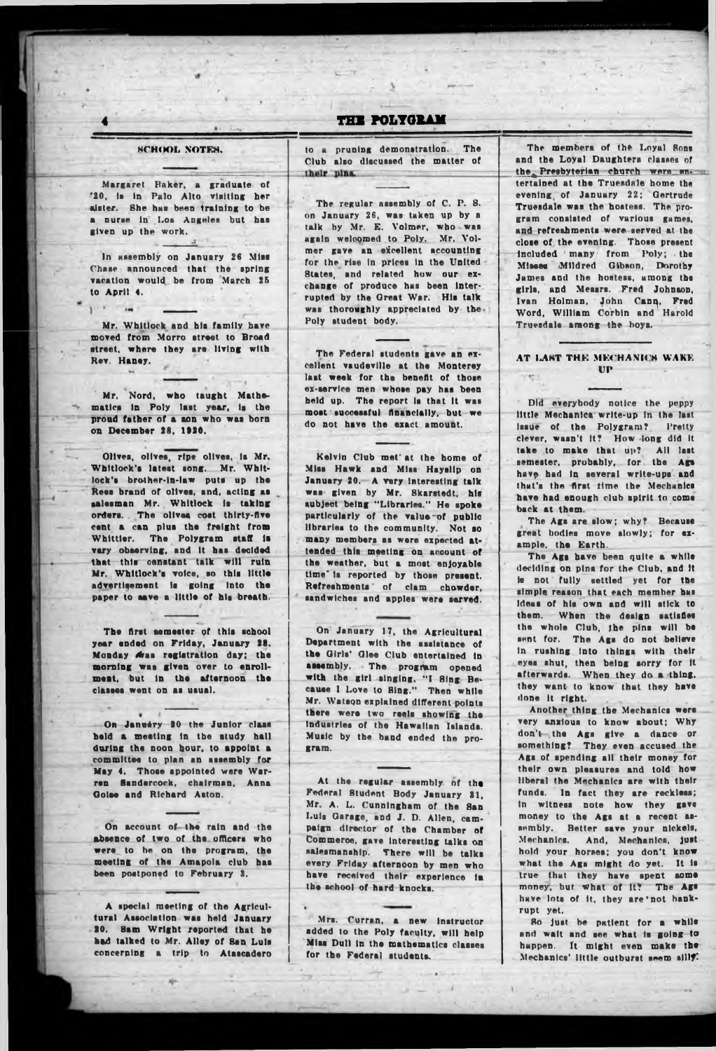## SCHOOL NOTES.

Margaret Baker, a graduate of '20, is in Palo Alto visiting her sister. She has been training to be a nurse in Los Angeles but has given up the work.

In assembly on January 26 Miss Chase announced that the spring vacation would be from March 25 to April 4.

Mr. Whitlock and his family have moved from Morro street to Broad street, where they are living with Rev. Haney.

Mr. Nord, who taught Mathematics in Poly last year, is the proud father of a son who was born on December 28, 1920.

Olives, olives, ripe olives, is Mr. Whitlock's latest song. Mr. Whitlock's brother-in-law puts up the Rees brand of olives, and, acting as salesman Mr. Whitlock is taking orders. The olives cost thirty-five cent a can plus the freight from Whittier. The Polygram staff is very observing, and it has decided that this constant talk will ruin Mr. Whitlock's voice, so this little advertisement is going into the paper to save a little of his breath.

The first semester of this school year ended on Friday, January 28. Monday was registration day; the morning was given over to enrollment, but in the afternoon the classes went on as usual.

On January 20 the Junior class held a meeting in the study hall during the noon hour, to appoint a committee to plan an assembly for May 4. Those appointed were Warren Sandercock, chairman, Anna Goise and Richard Aston.

On account of the rain and the absence of two of the officers who were to be on the program, the meeting of the Amapola club has been postponed to February 3.

A special meeting of the Agricultural Association was held January 20. Sam Wright reported that he had talked to Mr. Alley of San Luis concerning a trip to Atascadero to a pruning demonstration. The Club also discussed the matter of their pins.

The regular assembly of C. P. S. on January 26, was taken up by a talk by Mr. E. Volmer, who was again welcomed to Poly. Mr. Volmer gave an excellent accounting for the rise in prices in the United States, and related how our exchange of produce has been interrupted by the Great War. His talk was thoroughly appreciated by the Poly student body.

The Federal students gave an excellent vaudeville at the Monterey last week for the benefit of those ex-service men whose pay has been held up. The report is that it was most successful financially, but we do not have the exact amount.

Kelvin Club met at the home of Miss Hawk and Miss Hayslip on January 20. A very interesting talk was given by Mr. Skarstedt, his subject being "Libraries." He spoke particularly of the value of public libraries to the community. Not so many members as were expected attended this meeting on account of the weather, but a most enjoyable time is reported by those present. Refreshments of clam chowder, sandwiches and apples were served.

On January 17, the Agricultural Department with the assistance of the Girls' Glee Club entertained in assembly. The program opened with the girl singing, "I Sing Because I Love to Sing." Then while Mr. Watson explained different points there were two reels showing the industries of the Hawaiian Islands. Music by the band ended the program.

At the regular assembly of the Federal Student Body January 31, Mr. A. L. Cunningham of the San Luis Garage, and J. D. Allen, campaign director of the Chamber of Commerce, gave interesting talks on salesmanship. There will be talks every Friday afternoon by men who have received their experience in the school of hard knocks.

Mrs. Curran, a new instructor added to the Poly faculty, will help Miss Dull in the mathematics classes for the Federal students.

The members of the Loyal Sons and the Loyal Daughters classes of the Presbyterian church were entertained at the Truesdale home the evening of January 22; Gertrude Truesdale was the hostess. The program consisted of various games, and refreshments were served at the close of the evening. Those present included many from Poly; the Misses Mildred Gibson, Dorothy James and the hostess, among the girls, and Messrs. Fred Johnson, Ivan Holman, John Cann, Fred Word, William Corbin and Harold Truesdale among the boys.

## AT LAST THE MECHANICS WAKE UP

Did everybody notice the peppy little Mechanics write-up in the last issue of the Polygram? Pretty clever, wasn't it? How long did it take to make that up? All last semester, probably, for the Ags have had in several write-ups and that's the first time the Mechanics have had enough club spirit to come back at them.

The Ags are slow; why? Because great bodies move slowly; for example, the Earth.

The Ags have been quite a while deciding on pins for the Club, and it is not fully settled yet for the simple reason that each member has ideas of his own and will stick to them. When the design satisfies the whole Club, the pins will be sent for. The Ags do not believe in rushing into things with their eyes shut, then being sorry for it afterwards. When they do a thing, they want to know that they have done it right.

Another thing the Mechanics were very anxious to know about; Why don't the Ags give a dance or something? They even accused the Ags of spending all their money for their own pleasures and told how liberal the Mechanics are with their funds. In fact they are reckless; in witness note how they gave money to the Ags at a recent assembly. Better save your nickels, Mechanics. And, Mechanics, just hold your horses; you don't know what the Ags might do yet. It is true that they have spent some money, but what of it? The Ags have lots of it, they are not bankrupt yet.

So just be patient for a while and wait and see what is going to happen. It might even make the Mechanics' little outburst seem silly.